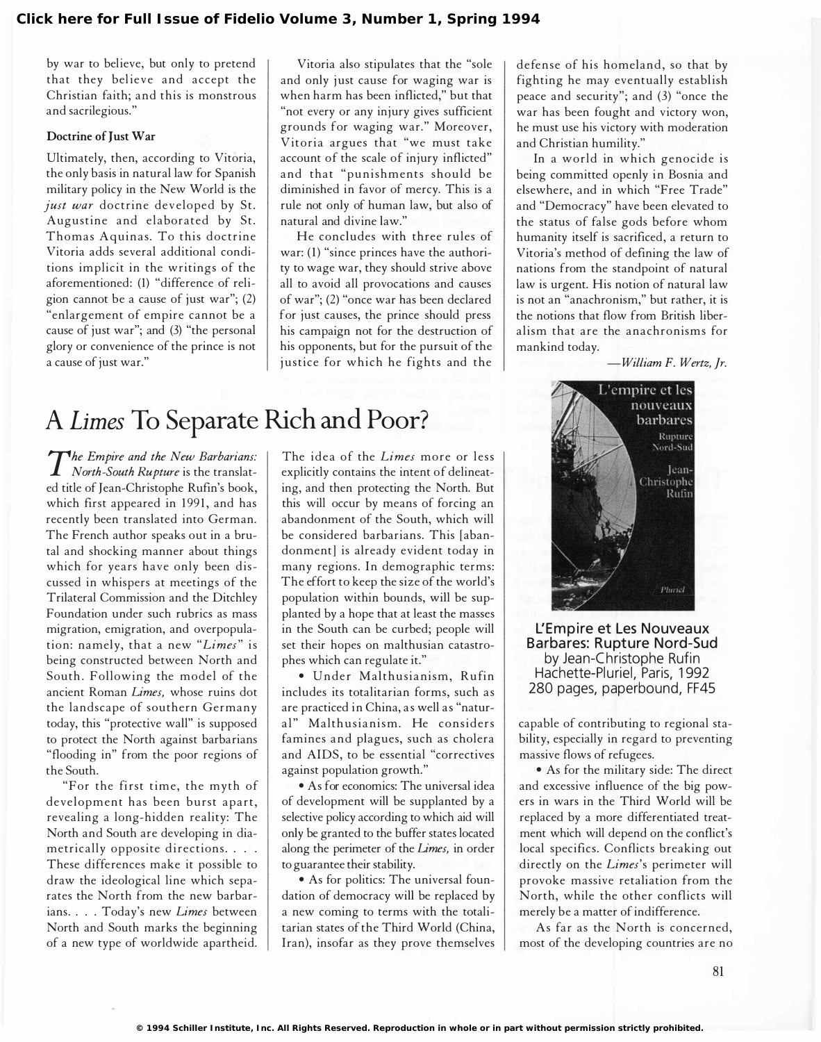by war to believe, but only to pretend that they believe and accept the Christian faith; and this is monstrous and sacrilegious."

### Doctrine of Just War

Ultimately, then, according to Vitoria, the only basis in natural law for Spanish military policy in the New World is the *just war* doctrine developed by St. Augustine and elaborated by St. Thomas Aquinas. To this doctrine Vitoria adds several additional conditions implicit in the writings of the aforementioned: (1) "difference of religion cannot be a cause of just war"; (2) "enlargement of empire cannot be a cause of just war"; and (3) "the personal glory or convenience of the prince is not a cause of just war."

Vitoria also stipulates that the "sole and only just cause for waging war is when harm has been inflicted," but that "not every or any injury gives sufficient grounds for waging war." Moreover, Vitoria argues that "we must take account of the scale of injury inflicted" and that "punishments should be diminished in favor of mercy. This is a rule not only of human law, but also of natural and divine law."

He concludes with three rules of war: (1) "since princes have the authority to wage war, they should strive above all to avoid all provocations and causes of war"; (2) "once war has been declared for just causes, the prince should press his campaign not for the destruction of his opponents, but for the pursuit of the justice for which he fights and the defense of his homeland, so that by fighting he may eventually establish peace and security"; and (3) "once the war has been fought and victory won, he must use his victory with moderation and Christian humility."

In a world in which genocide is being committed openly in Bosnia and elsewhere, and in which "Free Trade" and "Democracy" have been elevated to the status of false gods before whom humanity itself is sacrificed, a return to Vitoria's method of defining the law of nations from the standpoint of natural law is urgent. His notion of natural law is not an "anachronism," but rather, it is the notions that flow from British liberalism that are the anachronisms for mankind today.

—*William F. Wertz, Jr.*

## A *Limes* To Separate Rich and Poor?

**L'Empire et Les Nouveaux Barbares: Rupture Nord-Sud**
by Jean-Christophe Rufin
Hachette-Pluriel, Paris, 1992
280 pages, paperbound, FF45

*The Empire and the New Barbarians: North-South Rupture* is the translated title of Jean-Christophe Rufin's book, which first appeared in 1991, and has recently been translated into German. The French author speaks out in a brutal and shocking manner about things which for years have only been discussed in whispers at meetings of the Trilateral Commission and the Ditchley Foundation under such rubrics as mass migration, emigration, and overpopulation: namely, that a new "*Limes*" is being constructed between North and South. Following the model of the ancient Roman *Limes,* whose ruins dot the landscape of southern Germany today, this "protective wall" is supposed to protect the North against barbarians "flooding in" from the poor regions of the South.

"For the first time, the myth of development has been burst apart, revealing a long-hidden reality: The North and South are developing in diametrically opposite directions. . . . These differences make it possible to draw the ideological line which separates the North from the new barbarians. . . . Today's new *Limes* between North and South marks the beginning of a new type of worldwide apartheid. The idea of the *Limes* more or less explicitly contains the intent of delineating, and then protecting the North. But this will occur by means of forcing an abandonment of the South, which will be considered barbarians. This [abandonment] is already evident today in many regions. In demographic terms: The effort to keep the size of the world's population within bounds, will be supplanted by a hope that at least the masses in the South can be curbed; people will set their hopes on malthusian catastrophes which can regulate it."

- Under Malthusianism, Rufin includes its totalitarian forms, such as are practiced in China, as well as "natural" Malthusianism. He considers famines and plagues, such as cholera and AIDS, to be essential "correctives against population growth."
- As for economics: The universal idea of development will be supplanted by a selective policy according to which aid will only be granted to the buffer states located along the perimeter of the *Limes,* in order to guarantee their stability.
- As for politics: The universal foundation of democracy will be replaced by a new coming to terms with the totalitarian states of the Third World (China, Iran), insofar as they prove themselves capable of contributing to regional stability, especially in regard to preventing massive flows of refugees.
- As for the military side: The direct and excessive influence of the big powers in wars in the Third World will be replaced by a more differentiated treatment which will depend on the conflict's local specifics. Conflicts breaking out directly on the *Limes*'s perimeter will provoke massive retaliation from the North, while the other conflicts will merely be a matter of indifference.

As far as the North is concerned, most of the developing countries are no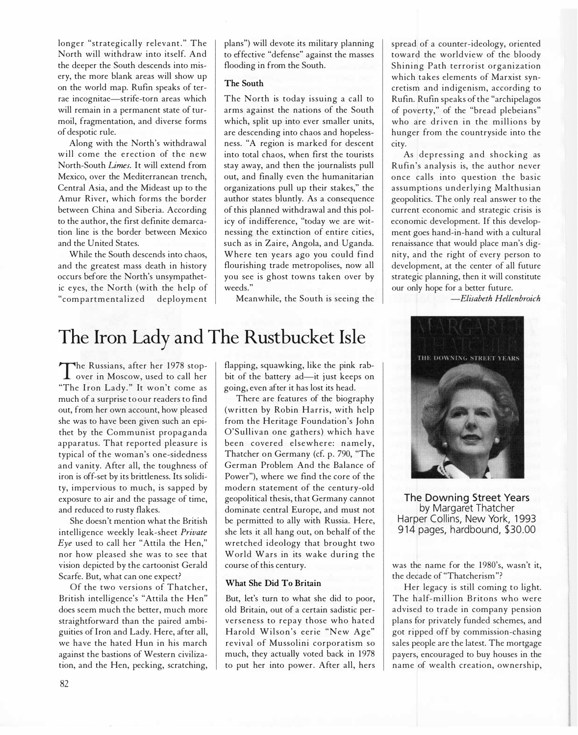longer "strategically relevant." The North will withdraw into itself. And the deeper the South descends into misery, the more blank areas will show up on the world map. Rufin speaks of terrae incognitae—strife-torn areas which will remain in a permanent state of turmoil, fragmentation, and diverse forms of despotic rule.

Along with the North's withdrawal will come the erection of the new North-South *Limes*. It will extend from Mexico, over the Mediterranean trench, Central Asia, and the Mideast up to the Amur River, which forms the border between China and Siberia. According to the author, the first definite demarcation line is the border between Mexico and the United States.

While the South descends into chaos, and the greatest mass death in history occurs before the North's unsympathetic eyes, the North (with the help of "compartmentalized deployment plans") will devote its military planning to effective "defense" against the masses flooding in from the South.

### The South

The North is today issuing a call to arms against the nations of the South which, split up into ever smaller units, are descending into chaos and hopelessness. "A region is marked for descent into total chaos, when first the tourists stay away, and then the journalists pull out, and finally even the humanitarian organizations pull up their stakes," the author states bluntly. As a consequence of this planned withdrawal and this policy of indifference, "today we are witnessing the extinction of entire cities, such as in Zaire, Angola, and Uganda. Where ten years ago you could find flourishing trade metropolises, now all you see is ghost towns taken over by weeds."

Meanwhile, the South is seeing the spread of a counter-ideology, oriented toward the worldview of the bloody Shining Path terrorist organization which takes elements of Marxist syncretism and indigenism, according to Rufin. Rufin speaks of the "archipelagos of poverty," of the "bread plebeians" who are driven in the millions by hunger from the countryside into the city.

As depressing and shocking as Rufin's analysis is, the author never once calls into question the basic assumptions underlying Malthusian geopolitics. The only real answer to the current economic and strategic crisis is economic development. If this development goes hand-in-hand with a cultural renaissance that would place man's dignity, and the right of every person to development, at the center of all future strategic planning, then it will constitute our only hope for a better future.

—*Elisabeth Hellenbroich*

# The Iron Lady and The Rustbucket Isle

**The Downing Street Years**
by Margaret Thatcher
Harper Collins, New York, 1993
914 pages, hardbound, $30.00

The Russians, after her 1978 stopover in Moscow, used to call her "The Iron Lady." It won't come as much of a surprise to our readers to find out, from her own account, how pleased she was to have been given such an epithet by the Communist propaganda apparatus. That reported pleasure is typical of the woman's one-sidedness and vanity. After all, the toughness of iron is off-set by its brittleness. Its solidity, impervious to much, is sapped by exposure to air and the passage of time, and reduced to rusty flakes.

She doesn't mention what the British intelligence weekly leak-sheet *Private Eye* used to call her "Attila the Hen," nor how pleased she was to see that vision depicted by the cartoonist Gerald Scarfe. But, what can one expect?

Of the two versions of Thatcher, British intelligence's "Attila the Hen" does seem much the better, much more straightforward than the paired ambiguities of Iron and Lady. Here, after all, we have the hated Hun in his march against the bastions of Western civilization, and the Hen, pecking, scratching, flapping, squawking, like the pink rabbit of the battery ad—it just keeps on going, even after it has lost its head.

There are features of the biography (written by Robin Harris, with help from the Heritage Foundation's John O'Sullivan one gathers) which have been covered elsewhere: namely, Thatcher on Germany (cf. p. 790, "The German Problem And the Balance of Power"), where we find the core of the modern statement of the century-old geopolitical thesis, that Germany cannot dominate central Europe, and must not be permitted to ally with Russia. Here, she lets it all hang out, on behalf of the wretched ideology that brought two World Wars in its wake during the course of this century.

### What She Did To Britain

But, let's turn to what she did to poor, old Britain, out of a certain sadistic perverseness to repay those who hated Harold Wilson's eerie "New Age" revival of Mussolini corporatism so much, they actually voted back in 1978 to put her into power. After all, hers was the name for the 1980's, wasn't it, the decade of "Thatcherism"?

Her legacy is still coming to light. The half-million Britons who were advised to trade in company pension plans for privately funded schemes, and got ripped off by commission-chasing sales people are the latest. The mortgage payers, encouraged to buy houses in the name of wealth creation, ownership,